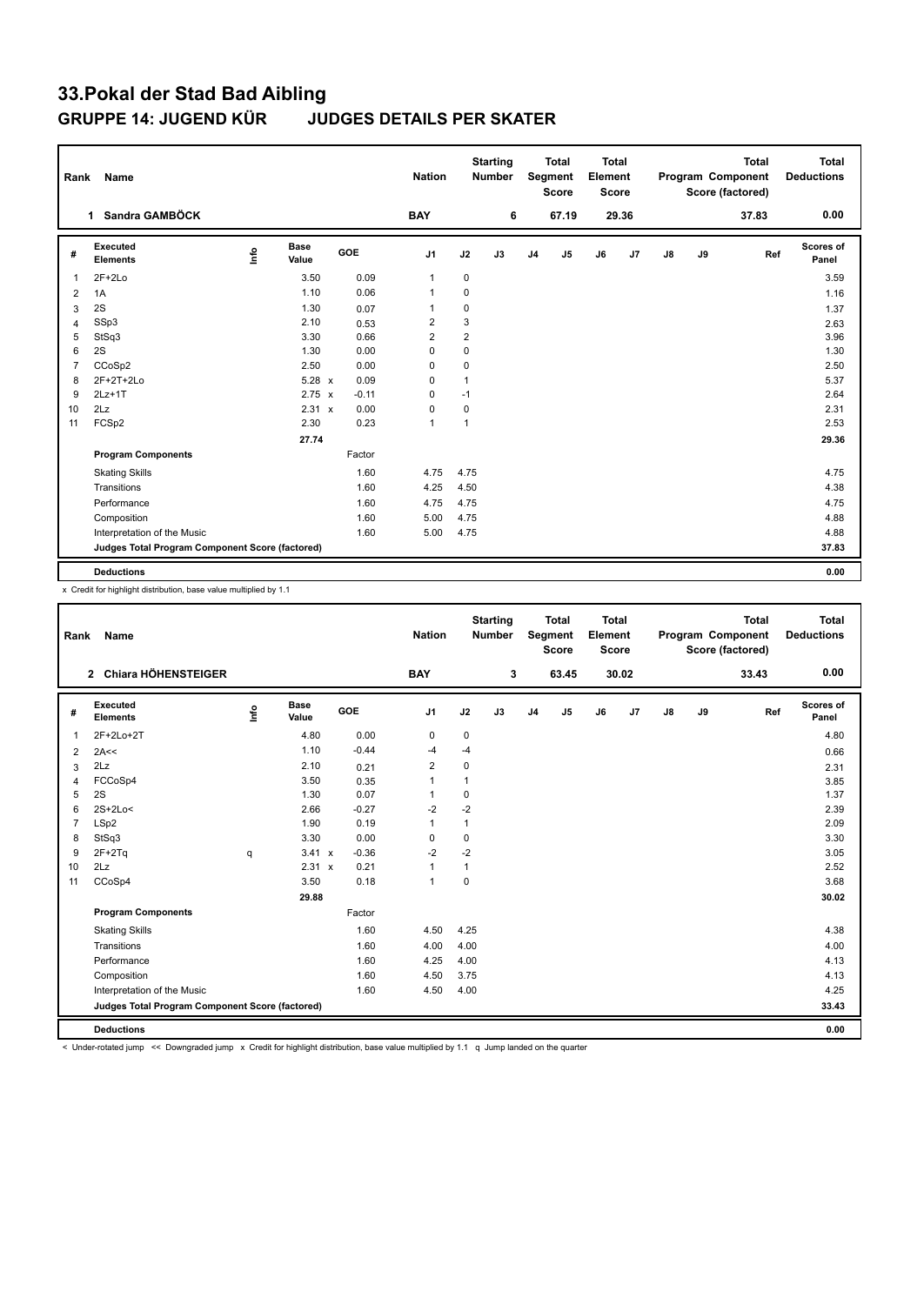# 33.Pokal der Stad Bad Aibling

## GRUPPE 14: JUGEND KÜR JUDGES DETAILS PER SKATER

| Rank | Name | Nation | Starting Number | Total Segment Score | Total Element Score | Total Program Component Score (factored) | Total Deductions |
|---|---|---|---|---|---|---|---|
| 1 | Sandra GAMBÖCK | BAY | 6 | 67.19 | 29.36 | 37.83 | 0.00 |

| # | Executed Elements | Info | Base Value | | GOE | J1 | J2 | J3 | J4 | J5 | J6 | J7 | J8 | J9 | Ref | Scores of Panel |
|---|---|---|---|---|---|---|---|---|---|---|---|---|---|---|---|---|
| 1 | 2F+2Lo | | 3.50 | | 0.09 | 1 | 0 | | | | | | | | | 3.59 |
| 2 | 1A | | 1.10 | | 0.06 | 1 | 0 | | | | | | | | | 1.16 |
| 3 | 2S | | 1.30 | | 0.07 | 1 | 0 | | | | | | | | | 1.37 |
| 4 | SSp3 | | 2.10 | | 0.53 | 2 | 3 | | | | | | | | | 2.63 |
| 5 | StSq3 | | 3.30 | | 0.66 | 2 | 2 | | | | | | | | | 3.96 |
| 6 | 2S | | 1.30 | | 0.00 | 0 | 0 | | | | | | | | | 1.30 |
| 7 | CCoSp2 | | 2.50 | | 0.00 | 0 | 0 | | | | | | | | | 2.50 |
| 8 | 2F+2T+2Lo | | 5.28 | x | 0.09 | 0 | 1 | | | | | | | | | 5.37 |
| 9 | 2Lz+1T | | 2.75 | x | -0.11 | 0 | -1 | | | | | | | | | 2.64 |
| 10 | 2Lz | | 2.31 | x | 0.00 | 0 | 0 | | | | | | | | | 2.31 |
| 11 | FCSp2 | | 2.30 | | 0.23 | 1 | 1 | | | | | | | | | 2.53 |
| | | | 27.74 | | | | | | | | | | | | | 29.36 |
| | **Program Components** | | | | Factor | | | | | | | | | | | |
| | Skating Skills | | | | 1.60 | 4.75 | 4.75 | | | | | | | | | 4.75 |
| | Transitions | | | | 1.60 | 4.25 | 4.50 | | | | | | | | | 4.38 |
| | Performance | | | | 1.60 | 4.75 | 4.75 | | | | | | | | | 4.75 |
| | Composition | | | | 1.60 | 5.00 | 4.75 | | | | | | | | | 4.88 |
| | Interpretation of the Music | | | | 1.60 | 5.00 | 4.75 | | | | | | | | | 4.88 |
| | **Judges Total Program Component Score (factored)** | | | | | | | | | | | | | | | 37.83 |
| | **Deductions** | | | | | | | | | | | | | | | 0.00 |

x Credit for highlight distribution, base value multiplied by 1.1

| Rank | Name | Nation | Starting Number | Total Segment Score | Total Element Score | Total Program Component Score (factored) | Total Deductions |
|---|---|---|---|---|---|---|---|
| 2 | Chiara HÖHENSTEIGER | BAY | 3 | 63.45 | 30.02 | 33.43 | 0.00 |

| # | Executed Elements | Info | Base Value | | GOE | J1 | J2 | J3 | J4 | J5 | J6 | J7 | J8 | J9 | Ref | Scores of Panel |
|---|---|---|---|---|---|---|---|---|---|---|---|---|---|---|---|---|
| 1 | 2F+2Lo+2T | | 4.80 | | 0.00 | 0 | 0 | | | | | | | | | 4.80 |
| 2 | 2A<< | | 1.10 | | -0.44 | -4 | -4 | | | | | | | | | 0.66 |
| 3 | 2Lz | | 2.10 | | 0.21 | 2 | 0 | | | | | | | | | 2.31 |
| 4 | FCCoSp4 | | 3.50 | | 0.35 | 1 | 1 | | | | | | | | | 3.85 |
| 5 | 2S | | 1.30 | | 0.07 | 1 | 0 | | | | | | | | | 1.37 |
| 6 | 2S+2Lo< | | 2.66 | | -0.27 | -2 | -2 | | | | | | | | | 2.39 |
| 7 | LSp2 | | 1.90 | | 0.19 | 1 | 1 | | | | | | | | | 2.09 |
| 8 | StSq3 | | 3.30 | | 0.00 | 0 | 0 | | | | | | | | | 3.30 |
| 9 | 2F+2Tq | q | 3.41 | x | -0.36 | -2 | -2 | | | | | | | | | 3.05 |
| 10 | 2Lz | | 2.31 | x | 0.21 | 1 | 1 | | | | | | | | | 2.52 |
| 11 | CCoSp4 | | 3.50 | | 0.18 | 1 | 0 | | | | | | | | | 3.68 |
| | | | 29.88 | | | | | | | | | | | | | 30.02 |
| | **Program Components** | | | | Factor | | | | | | | | | | | |
| | Skating Skills | | | | 1.60 | 4.50 | 4.25 | | | | | | | | | 4.38 |
| | Transitions | | | | 1.60 | 4.00 | 4.00 | | | | | | | | | 4.00 |
| | Performance | | | | 1.60 | 4.25 | 4.00 | | | | | | | | | 4.13 |
| | Composition | | | | 1.60 | 4.50 | 3.75 | | | | | | | | | 4.13 |
| | Interpretation of the Music | | | | 1.60 | 4.50 | 4.00 | | | | | | | | | 4.25 |
| | **Judges Total Program Component Score (factored)** | | | | | | | | | | | | | | | 33.43 |
| | **Deductions** | | | | | | | | | | | | | | | 0.00 |

< Under-rotated jump << Downgraded jump x Credit for highlight distribution, base value multiplied by 1.1 q Jump landed on the quarter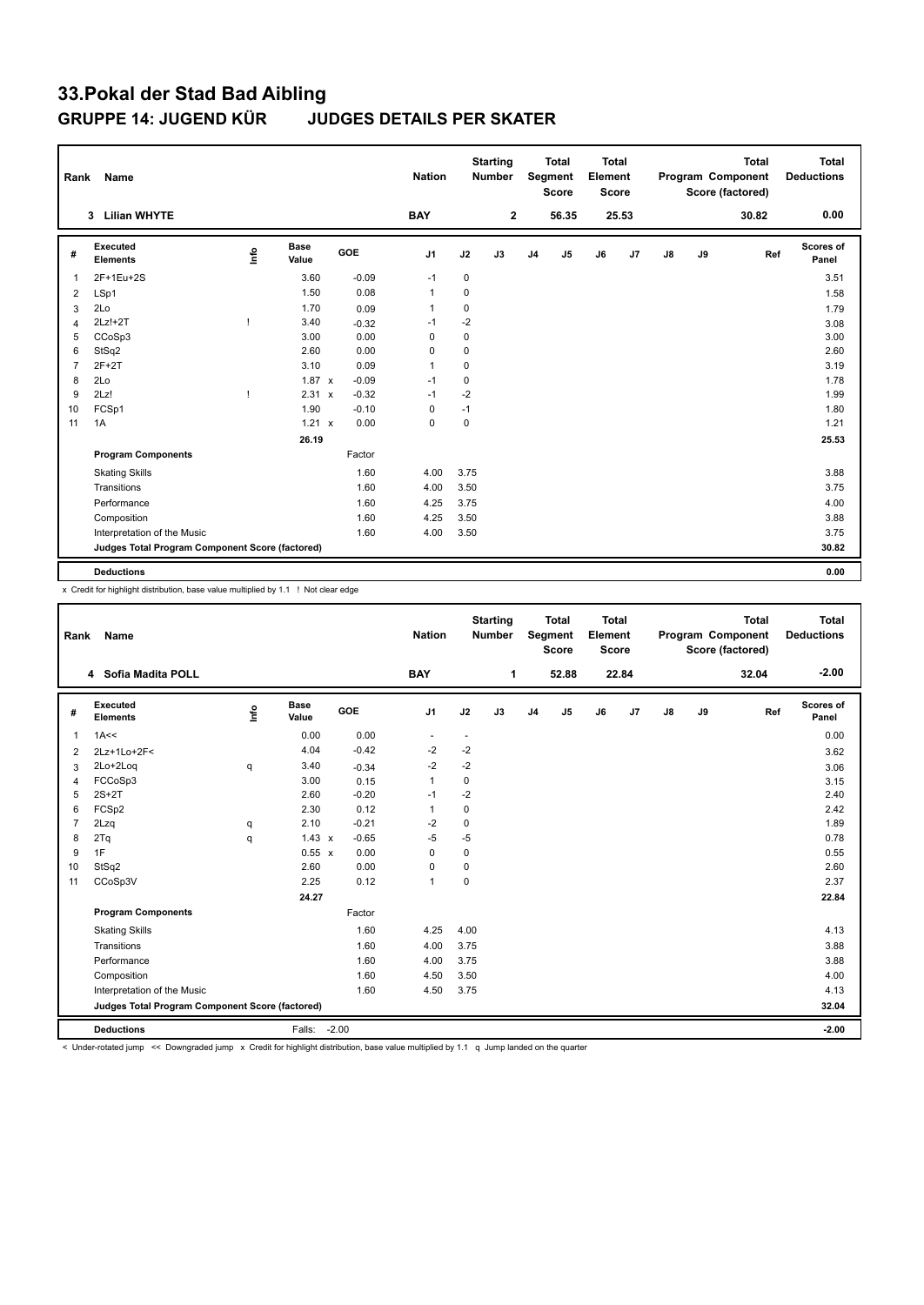# 33.Pokal der Stad Bad Aibling

## GRUPPE 14: JUGEND KÜR JUDGES DETAILS PER SKATER

| Rank | Name | Nation | Starting Number | Total Segment Score | Total Element Score | Total Program Component Score (factored) | Total Deductions |
|---|---|---|---|---|---|---|---|
| 3 | Lilian WHYTE | BAY | 2 | 56.35 | 25.53 | 30.82 | 0.00 |

| # | Executed Elements | Info | Base Value | | GOE | J1 | J2 | J3 | J4 | J5 | J6 | J7 | J8 | J9 | Ref | Scores of Panel |
|---|---|---|---|---|---|---|---|---|---|---|---|---|---|---|---|---|
| 1 | 2F+1Eu+2S | | 3.60 | | -0.09 | -1 | 0 | | | | | | | | | 3.51 |
| 2 | LSp1 | | 1.50 | | 0.08 | 1 | 0 | | | | | | | | | 1.58 |
| 3 | 2Lo | | 1.70 | | 0.09 | 1 | 0 | | | | | | | | | 1.79 |
| 4 | 2Lz!+2T | ! | 3.40 | | -0.32 | -1 | -2 | | | | | | | | | 3.08 |
| 5 | CCoSp3 | | 3.00 | | 0.00 | 0 | 0 | | | | | | | | | 3.00 |
| 6 | StSq2 | | 2.60 | | 0.00 | 0 | 0 | | | | | | | | | 2.60 |
| 7 | 2F+2T | | 3.10 | | 0.09 | 1 | 0 | | | | | | | | | 3.19 |
| 8 | 2Lo | | 1.87 | x | -0.09 | -1 | 0 | | | | | | | | | 1.78 |
| 9 | 2Lz! | ! | 2.31 | x | -0.32 | -1 | -2 | | | | | | | | | 1.99 |
| 10 | FCSp1 | | 1.90 | | -0.10 | 0 | -1 | | | | | | | | | 1.80 |
| 11 | 1A | | 1.21 | x | 0.00 | 0 | 0 | | | | | | | | | 1.21 |
| | | | 26.19 | | | | | | | | | | | | | 25.53 |
| | **Program Components** | | | | Factor | | | | | | | | | | | |
| | Skating Skills | | | | 1.60 | 4.00 | 3.75 | | | | | | | | | 3.88 |
| | Transitions | | | | 1.60 | 4.00 | 3.50 | | | | | | | | | 3.75 |
| | Performance | | | | 1.60 | 4.25 | 3.75 | | | | | | | | | 4.00 |
| | Composition | | | | 1.60 | 4.25 | 3.50 | | | | | | | | | 3.88 |
| | Interpretation of the Music | | | | 1.60 | 4.00 | 3.50 | | | | | | | | | 3.75 |
| | **Judges Total Program Component Score (factored)** | | | | | | | | | | | | | | | 30.82 |
| | **Deductions** | | | | | | | | | | | | | | | 0.00 |

x Credit for highlight distribution, base value multiplied by 1.1 ! Not clear edge

| Rank | Name | Nation | Starting Number | Total Segment Score | Total Element Score | Total Program Component Score (factored) | Total Deductions |
|---|---|---|---|---|---|---|---|
| 4 | Sofia Madita POLL | BAY | 1 | 52.88 | 22.84 | 32.04 | -2.00 |

| # | Executed Elements | Info | Base Value | | GOE | J1 | J2 | J3 | J4 | J5 | J6 | J7 | J8 | J9 | Ref | Scores of Panel |
|---|---|---|---|---|---|---|---|---|---|---|---|---|---|---|---|---|
| 1 | 1A<< | | 0.00 | | 0.00 | - | - | | | | | | | | | 0.00 |
| 2 | 2Lz+1Lo+2F< | | 4.04 | | -0.42 | -2 | -2 | | | | | | | | | 3.62 |
| 3 | 2Lo+2Loq | q | 3.40 | | -0.34 | -2 | -2 | | | | | | | | | 3.06 |
| 4 | FCCoSp3 | | 3.00 | | 0.15 | 1 | 0 | | | | | | | | | 3.15 |
| 5 | 2S+2T | | 2.60 | | -0.20 | -1 | -2 | | | | | | | | | 2.40 |
| 6 | FCSp2 | | 2.30 | | 0.12 | 1 | 0 | | | | | | | | | 2.42 |
| 7 | 2Lzq | q | 2.10 | | -0.21 | -2 | 0 | | | | | | | | | 1.89 |
| 8 | 2Tq | q | 1.43 | x | -0.65 | -5 | -5 | | | | | | | | | 0.78 |
| 9 | 1F | | 0.55 | x | 0.00 | 0 | 0 | | | | | | | | | 0.55 |
| 10 | StSq2 | | 2.60 | | 0.00 | 0 | 0 | | | | | | | | | 2.60 |
| 11 | CCoSp3V | | 2.25 | | 0.12 | 1 | 0 | | | | | | | | | 2.37 |
| | | | 24.27 | | | | | | | | | | | | | 22.84 |
| | **Program Components** | | | | Factor | | | | | | | | | | | |
| | Skating Skills | | | | 1.60 | 4.25 | 4.00 | | | | | | | | | 4.13 |
| | Transitions | | | | 1.60 | 4.00 | 3.75 | | | | | | | | | 3.88 |
| | Performance | | | | 1.60 | 4.00 | 3.75 | | | | | | | | | 3.88 |
| | Composition | | | | 1.60 | 4.50 | 3.50 | | | | | | | | | 4.00 |
| | Interpretation of the Music | | | | 1.60 | 4.50 | 3.75 | | | | | | | | | 4.13 |
| | **Judges Total Program Component Score (factored)** | | | | | | | | | | | | | | | 32.04 |
| | **Deductions** | | Falls: | | -2.00 | | | | | | | | | | | -2.00 |

< Under-rotated jump << Downgraded jump x Credit for highlight distribution, base value multiplied by 1.1 q Jump landed on the quarter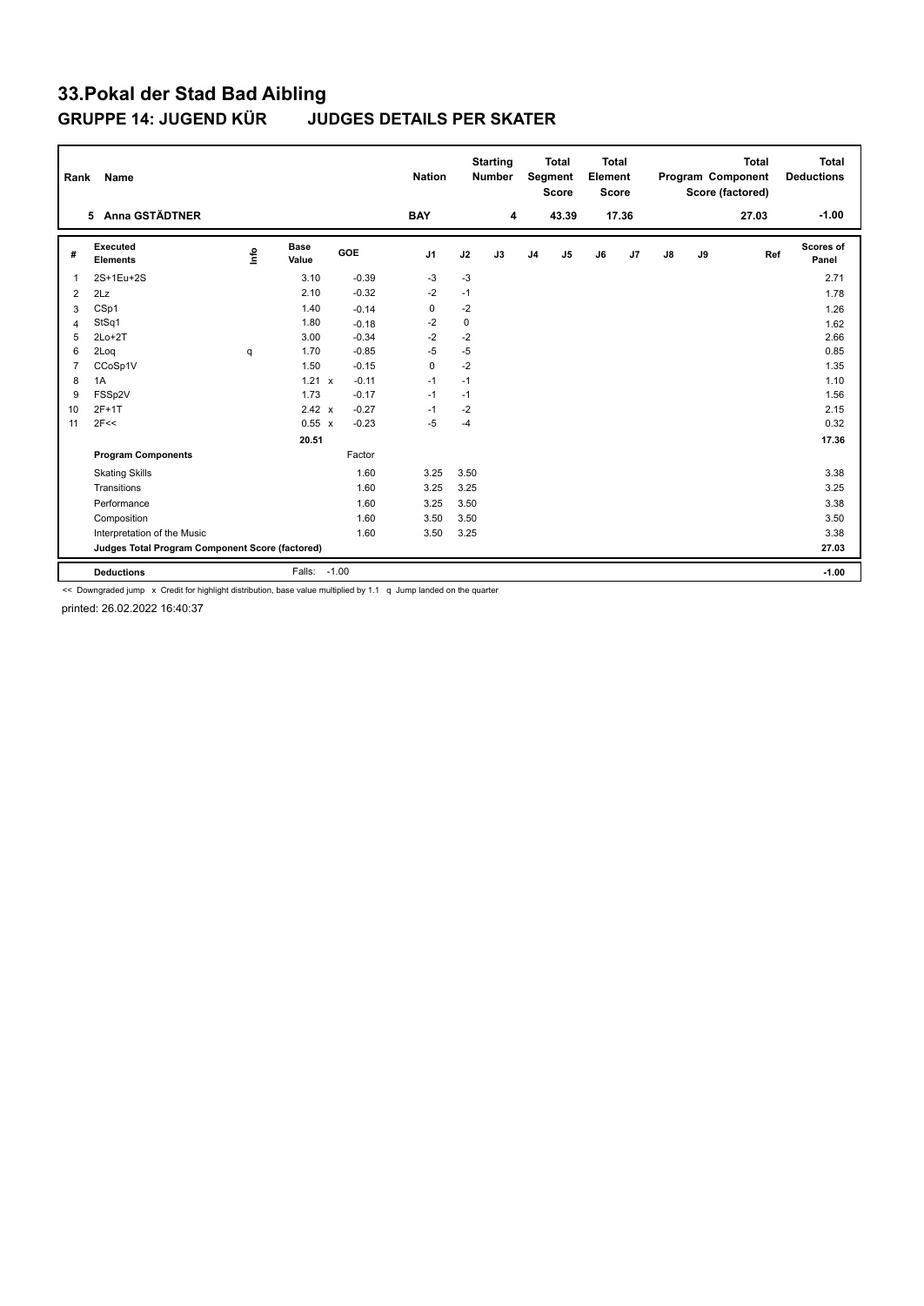# 33.Pokal der Stad Bad Aibling

## GRUPPE 14: JUGEND KÜR JUDGES DETAILS PER SKATER

| Rank | Name | Nation | Starting Number | Total Segment Score | Total Element Score | Total Program Component Score (factored) | Total Deductions |
|---|---|---|---|---|---|---|---|
| 5 | Anna GSTÄDTNER | BAY | 4 | 43.39 | 17.36 | 27.03 | -1.00 |

| # | Executed Elements | Info | Base Value | | GOE | J1 | J2 | J3 | J4 | J5 | J6 | J7 | J8 | J9 | Ref | Scores of Panel |
|---|---|---|---|---|---|---|---|---|---|---|---|---|---|---|---|---|
| 1 | 2S+1Eu+2S | | 3.10 | | -0.39 | -3 | -3 | | | | | | | | | 2.71 |
| 2 | 2Lz | | 2.10 | | -0.32 | -2 | -1 | | | | | | | | | 1.78 |
| 3 | CSp1 | | 1.40 | | -0.14 | 0 | -2 | | | | | | | | | 1.26 |
| 4 | StSq1 | | 1.80 | | -0.18 | -2 | 0 | | | | | | | | | 1.62 |
| 5 | 2Lo+2T | | 3.00 | | -0.34 | -2 | -2 | | | | | | | | | 2.66 |
| 6 | 2Loq | q | 1.70 | | -0.85 | -5 | -5 | | | | | | | | | 0.85 |
| 7 | CCoSp1V | | 1.50 | | -0.15 | 0 | -2 | | | | | | | | | 1.35 |
| 8 | 1A | | 1.21 | x | -0.11 | -1 | -1 | | | | | | | | | 1.10 |
| 9 | FSSp2V | | 1.73 | | -0.17 | -1 | -1 | | | | | | | | | 1.56 |
| 10 | 2F+1T | | 2.42 | x | -0.27 | -1 | -2 | | | | | | | | | 2.15 |
| 11 | 2F<< | | 0.55 | x | -0.23 | -5 | -4 | | | | | | | | | 0.32 |
| | | | 20.51 | | | | | | | | | | | | | 17.36 |
| | **Program Components** | | | | Factor | | | | | | | | | | | |
| | Skating Skills | | | | 1.60 | 3.25 | 3.50 | | | | | | | | | 3.38 |
| | Transitions | | | | 1.60 | 3.25 | 3.25 | | | | | | | | | 3.25 |
| | Performance | | | | 1.60 | 3.25 | 3.50 | | | | | | | | | 3.38 |
| | Composition | | | | 1.60 | 3.50 | 3.50 | | | | | | | | | 3.50 |
| | Interpretation of the Music | | | | 1.60 | 3.50 | 3.25 | | | | | | | | | 3.38 |
| | **Judges Total Program Component Score (factored)** | | | | | | | | | | | | | | | 27.03 |
| | **Deductions** | | Falls: | | -1.00 | | | | | | | | | | | -1.00 |

<< Downgraded jump x Credit for highlight distribution, base value multiplied by 1.1 q Jump landed on the quarter

printed: 26.02.2022 16:40:37